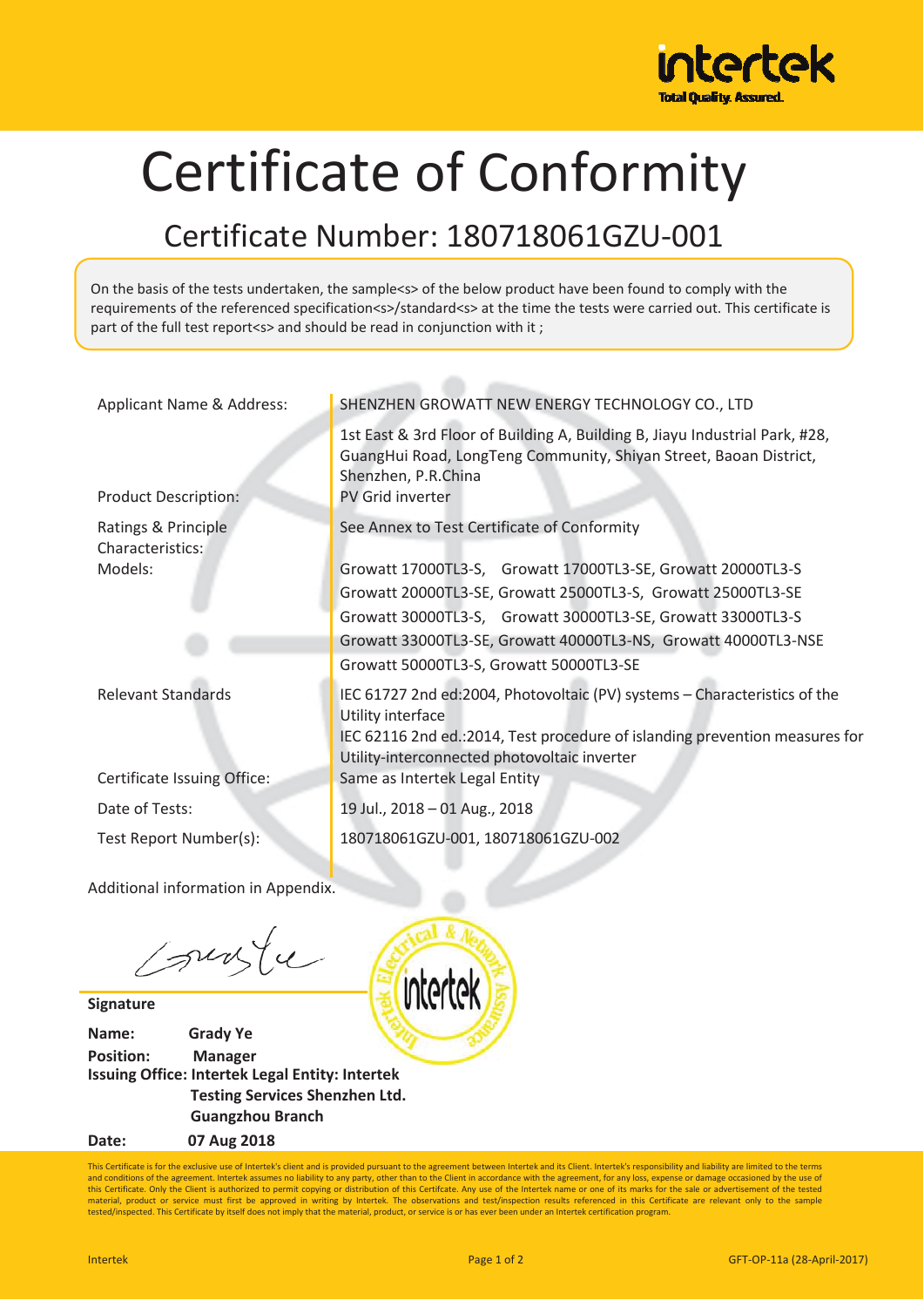# Certificate of Conformity

## Certificate Number: 180718061GZU-001

On the basis of the tests undertaken, the sample<s> of the below product have been found to comply with the requirements of the referenced specification<s>/standard<s> at the time the tests were carried out. This certificate is part of the full test report<s> and should be read in conjunction with it ;

| | |
|---|---|
| Applicant Name & Address: | SHENZHEN GROWATT NEW ENERGY TECHNOLOGY CO., LTD<br>1st East & 3rd Floor of Building A, Building B, Jiayu Industrial Park, #28, GuangHui Road, LongTeng Community, Shiyan Street, Baoan District, Shenzhen, P.R.China |
| Product Description: | PV Grid inverter |
| Ratings & Principle Characteristics: | See Annex to Test Certificate of Conformity |
| Models: | Growatt 17000TL3-S, Growatt 17000TL3-SE, Growatt 20000TL3-S<br>Growatt 20000TL3-SE, Growatt 25000TL3-S, Growatt 25000TL3-SE<br>Growatt 30000TL3-S, Growatt 30000TL3-SE, Growatt 33000TL3-S<br>Growatt 33000TL3-SE, Growatt 40000TL3-NS, Growatt 40000TL3-NSE<br>Growatt 50000TL3-S, Growatt 50000TL3-SE |
| Relevant Standards | IEC 61727 2nd ed:2004, Photovoltaic (PV) systems – Characteristics of the Utility interface<br>IEC 62116 2nd ed.:2014, Test procedure of islanding prevention measures for Utility-interconnected photovoltaic inverter |
| Certificate Issuing Office: | Same as Intertek Legal Entity |
| Date of Tests: | 19 Jul., 2018 – 01 Aug., 2018 |
| Test Report Number(s): | 180718061GZU-001, 180718061GZU-002 |

Additional information in Appendix.

**Signature**

**Name:** **Grady Ye**

**Position:** **Manager**

**Issuing Office: Intertek Legal Entity: Intertek Testing Services Shenzhen Ltd. Guangzhou Branch**

**Date:** **07 Aug 2018**

This Certificate is for the exclusive use of Intertek's client and is provided pursuant to the agreement between Intertek and its Client. Intertek's responsibility and liability are limited to the terms and conditions of the agreement. Intertek assumes no liability to any party, other than to the Client in accordance with the agreement, for any loss, expense or damage occasioned by the use of this Certificate. Only the Client is authorized to permit copying or distribution of this Certificate. Any use of the Intertek name or one of its marks for the sale or advertisement of the tested material, product or service must first be approved in writing by Intertek. The observations and test/inspection results referenced in this Certificate are relevant only to the sample tested/inspected. This Certificate by itself does not imply that the material, product, or service is or has ever been under an Intertek certification program.

GFT-OP-11a (28-April-2017)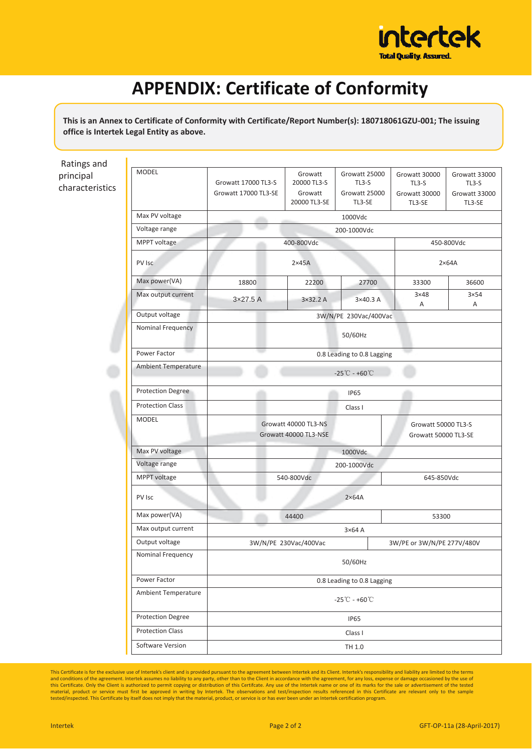# APPENDIX: Certificate of Conformity

**This is an Annex to Certificate of Conformity with Certificate/Report Number(s): 180718061GZU-001; The issuing office is Intertek Legal Entity as above.**

Ratings and principal characteristics

| MODEL | Growatt 17000 TL3-S<br>Growatt 17000 TL3-SE | Growatt 20000 TL3-S<br>Growatt 20000 TL3-SE | Growatt 25000 TL3-S<br>Growatt 25000 TL3-SE | Growatt 30000 TL3-S<br>Growatt 30000 TL3-SE | Growatt 33000 TL3-S<br>Growatt 33000 TL3-SE |
|---|---|---|---|---|---|
| Max PV voltage | 1000Vdc | | | | |
| Voltage range | 200-1000Vdc | | | | |
| MPPT voltage | 400-800Vdc | | | 450-800Vdc | |
| PV Isc | 2×45A | | | 2×64A | |
| Max power(VA) | 18800 | 22200 | 27700 | 33300 | 36600 |
| Max output current | 3×27.5 A | 3×32.2 A | 3×40.3 A | 3×48 A | 3×54 A |
| Output voltage | 3W/N/PE 230Vac/400Vac | | | | |
| Nominal Frequency | 50/60Hz | | | | |
| Power Factor | 0.8 Leading to 0.8 Lagging | | | | |
| Ambient Temperature | -25℃ - +60℃ | | | | |
| Protection Degree | IP65 | | | | |
| Protection Class | Class I | | | | |

| MODEL | Growatt 40000 TL3-NS<br>Growatt 40000 TL3-NSE | Growatt 50000 TL3-S<br>Growatt 50000 TL3-SE |
|---|---|---|
| Max PV voltage | 1000Vdc | |
| Voltage range | 200-1000Vdc | |
| MPPT voltage | 540-800Vdc | 645-850Vdc |
| PV Isc | 2×64A | |
| Max power(VA) | 44400 | 53300 |
| Max output current | 3×64 A | |
| Output voltage | 3W/N/PE 230Vac/400Vac | 3W/PE or 3W/N/PE 277V/480V |
| Nominal Frequency | 50/60Hz | |
| Power Factor | 0.8 Leading to 0.8 Lagging | |
| Ambient Temperature | -25℃ - +60℃ | |
| Protection Degree | IP65 | |
| Protection Class | Class I | |
| Software Version | TH 1.0 | |

This Certificate is for the exclusive use of Intertek's client and is provided pursuant to the agreement between Intertek and its Client. Intertek's responsibility and liability are limited to the terms and conditions of the agreement. Intertek assumes no liability to any party, other than to the Client in accordance with the agreement, for any loss, expense or damage occasioned by the use of this Certificate. Only the Client is authorized to permit copying or distribution of this Certificate. Any use of the Intertek name or one of its marks for the sale or advertisement of the tested material, product or service must first be approved in writing by Intertek. The observations and test/inspection results referenced in this Certificate are relevant only to the sample tested/inspected. This Certificate by itself does not imply that the material, product, or service is or has ever been under an Intertek certification program.

Intertek

GFT-OP-11a (28-April-2017)